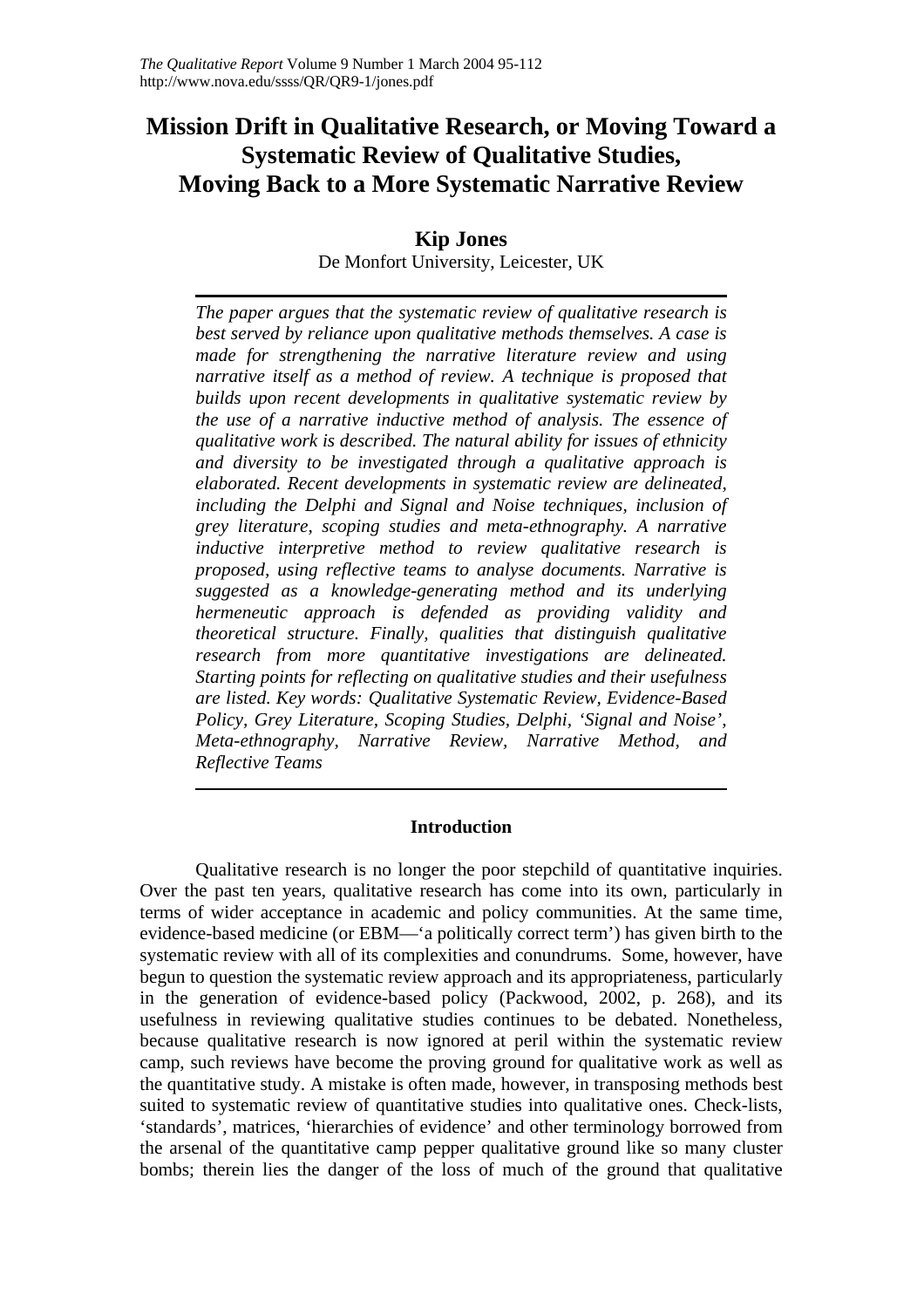# Mission Drift in Qualitative Research, or Moving Toward a Systematic Review of Qualitative Studies, Moving Back to a More Systematic Narrative Review

**Kip Jones**

De Monfort University, Leicester, UK

*The paper argues that the systematic review of qualitative research is best served by reliance upon qualitative methods themselves. A case is made for strengthening the narrative literature review and using narrative itself as a method of review. A technique is proposed that builds upon recent developments in qualitative systematic review by the use of a narrative inductive method of analysis. The essence of qualitative work is described. The natural ability for issues of ethnicity and diversity to be investigated through a qualitative approach is elaborated. Recent developments in systematic review are delineated, including the Delphi and Signal and Noise techniques, inclusion of grey literature, scoping studies and meta-ethnography. A narrative inductive interpretive method to review qualitative research is proposed, using reflective teams to analyse documents. Narrative is suggested as a knowledge-generating method and its underlying hermeneutic approach is defended as providing validity and theoretical structure. Finally, qualities that distinguish qualitative research from more quantitative investigations are delineated. Starting points for reflecting on qualitative studies and their usefulness are listed. Key words: Qualitative Systematic Review, Evidence-Based Policy, Grey Literature, Scoping Studies, Delphi, 'Signal and Noise', Meta-ethnography, Narrative Review, Narrative Method, and Reflective Teams*

## Introduction

Qualitative research is no longer the poor stepchild of quantitative inquiries. Over the past ten years, qualitative research has come into its own, particularly in terms of wider acceptance in academic and policy communities. At the same time, evidence-based medicine (or EBM—'a politically correct term') has given birth to the systematic review with all of its complexities and conundrums. Some, however, have begun to question the systematic review approach and its appropriateness, particularly in the generation of evidence-based policy (Packwood, 2002, p. 268), and its usefulness in reviewing qualitative studies continues to be debated. Nonetheless, because qualitative research is now ignored at peril within the systematic review camp, such reviews have become the proving ground for qualitative work as well as the quantitative study. A mistake is often made, however, in transposing methods best suited to systematic review of quantitative studies into qualitative ones. Check-lists, 'standards', matrices, 'hierarchies of evidence' and other terminology borrowed from the arsenal of the quantitative camp pepper qualitative ground like so many cluster bombs; therein lies the danger of the loss of much of the ground that qualitative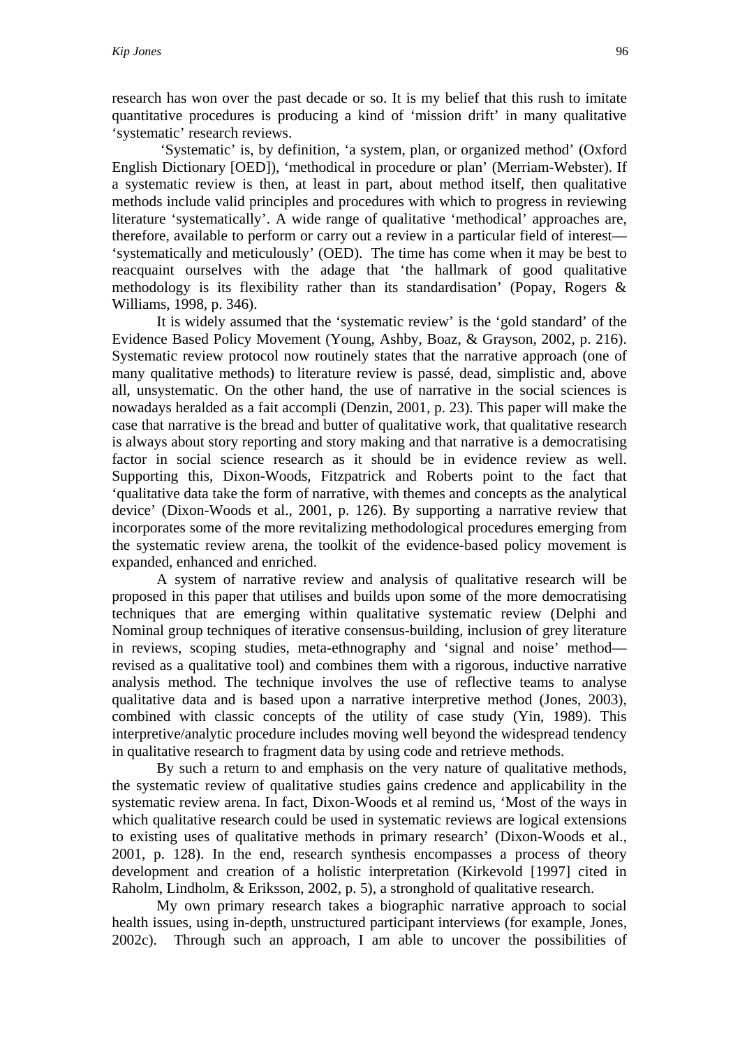research has won over the past decade or so. It is my belief that this rush to imitate quantitative procedures is producing a kind of 'mission drift' in many qualitative 'systematic' research reviews.

'Systematic' is, by definition, 'a system, plan, or organized method' (Oxford English Dictionary [OED]), 'methodical in procedure or plan' (Merriam-Webster). If a systematic review is then, at least in part, about method itself, then qualitative methods include valid principles and procedures with which to progress in reviewing literature 'systematically'. A wide range of qualitative 'methodical' approaches are, therefore, available to perform or carry out a review in a particular field of interest—'systematically and meticulously' (OED). The time has come when it may be best to reacquaint ourselves with the adage that 'the hallmark of good qualitative methodology is its flexibility rather than its standardisation' (Popay, Rogers & Williams, 1998, p. 346).

It is widely assumed that the 'systematic review' is the 'gold standard' of the Evidence Based Policy Movement (Young, Ashby, Boaz, & Grayson, 2002, p. 216). Systematic review protocol now routinely states that the narrative approach (one of many qualitative methods) to literature review is passé, dead, simplistic and, above all, unsystematic. On the other hand, the use of narrative in the social sciences is nowadays heralded as a fait accompli (Denzin, 2001, p. 23). This paper will make the case that narrative is the bread and butter of qualitative work, that qualitative research is always about story reporting and story making and that narrative is a democratising factor in social science research as it should be in evidence review as well. Supporting this, Dixon-Woods, Fitzpatrick and Roberts point to the fact that 'qualitative data take the form of narrative, with themes and concepts as the analytical device' (Dixon-Woods et al., 2001, p. 126). By supporting a narrative review that incorporates some of the more revitalizing methodological procedures emerging from the systematic review arena, the toolkit of the evidence-based policy movement is expanded, enhanced and enriched.

A system of narrative review and analysis of qualitative research will be proposed in this paper that utilises and builds upon some of the more democratising techniques that are emerging within qualitative systematic review (Delphi and Nominal group techniques of iterative consensus-building, inclusion of grey literature in reviews, scoping studies, meta-ethnography and 'signal and noise' method—revised as a qualitative tool) and combines them with a rigorous, inductive narrative analysis method. The technique involves the use of reflective teams to analyse qualitative data and is based upon a narrative interpretive method (Jones, 2003), combined with classic concepts of the utility of case study (Yin, 1989). This interpretive/analytic procedure includes moving well beyond the widespread tendency in qualitative research to fragment data by using code and retrieve methods.

By such a return to and emphasis on the very nature of qualitative methods, the systematic review of qualitative studies gains credence and applicability in the systematic review arena. In fact, Dixon-Woods et al remind us, 'Most of the ways in which qualitative research could be used in systematic reviews are logical extensions to existing uses of qualitative methods in primary research' (Dixon-Woods et al., 2001, p. 128). In the end, research synthesis encompasses a process of theory development and creation of a holistic interpretation (Kirkevold [1997] cited in Raholm, Lindholm, & Eriksson, 2002, p. 5), a stronghold of qualitative research.

My own primary research takes a biographic narrative approach to social health issues, using in-depth, unstructured participant interviews (for example, Jones, 2002c). Through such an approach, I am able to uncover the possibilities of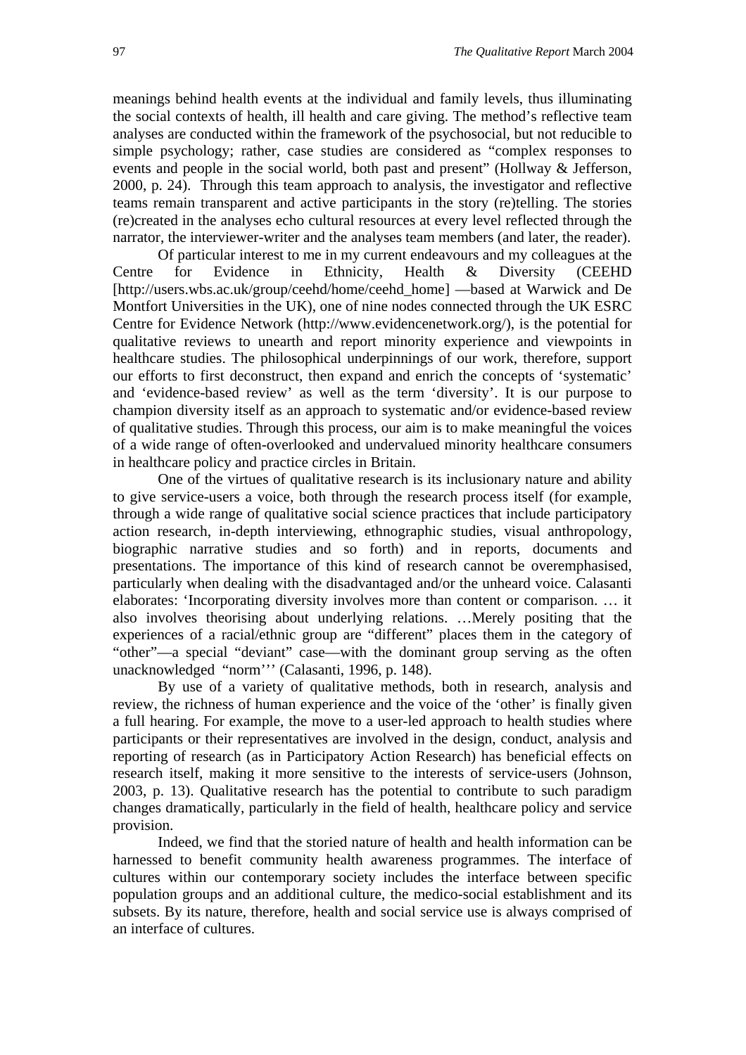meanings behind health events at the individual and family levels, thus illuminating the social contexts of health, ill health and care giving. The method's reflective team analyses are conducted within the framework of the psychosocial, but not reducible to simple psychology; rather, case studies are considered as "complex responses to events and people in the social world, both past and present" (Hollway & Jefferson, 2000, p. 24). Through this team approach to analysis, the investigator and reflective teams remain transparent and active participants in the story (re)telling. The stories (re)created in the analyses echo cultural resources at every level reflected through the narrator, the interviewer-writer and the analyses team members (and later, the reader).

Of particular interest to me in my current endeavours and my colleagues at the Centre for Evidence in Ethnicity, Health & Diversity (CEEHD [http://users.wbs.ac.uk/group/ceehd/home/ceehd_home] —based at Warwick and De Montfort Universities in the UK), one of nine nodes connected through the UK ESRC Centre for Evidence Network (http://www.evidencenetwork.org/), is the potential for qualitative reviews to unearth and report minority experience and viewpoints in healthcare studies. The philosophical underpinnings of our work, therefore, support our efforts to first deconstruct, then expand and enrich the concepts of 'systematic' and 'evidence-based review' as well as the term 'diversity'. It is our purpose to champion diversity itself as an approach to systematic and/or evidence-based review of qualitative studies. Through this process, our aim is to make meaningful the voices of a wide range of often-overlooked and undervalued minority healthcare consumers in healthcare policy and practice circles in Britain.

One of the virtues of qualitative research is its inclusionary nature and ability to give service-users a voice, both through the research process itself (for example, through a wide range of qualitative social science practices that include participatory action research, in-depth interviewing, ethnographic studies, visual anthropology, biographic narrative studies and so forth) and in reports, documents and presentations. The importance of this kind of research cannot be overemphasised, particularly when dealing with the disadvantaged and/or the unheard voice. Calasanti elaborates: 'Incorporating diversity involves more than content or comparison. … it also involves theorising about underlying relations. …Merely positing that the experiences of a racial/ethnic group are "different" places them in the category of "other"—a special "deviant" case—with the dominant group serving as the often unacknowledged "norm"'' (Calasanti, 1996, p. 148).

By use of a variety of qualitative methods, both in research, analysis and review, the richness of human experience and the voice of the 'other' is finally given a full hearing. For example, the move to a user-led approach to health studies where participants or their representatives are involved in the design, conduct, analysis and reporting of research (as in Participatory Action Research) has beneficial effects on research itself, making it more sensitive to the interests of service-users (Johnson, 2003, p. 13). Qualitative research has the potential to contribute to such paradigm changes dramatically, particularly in the field of health, healthcare policy and service provision.

Indeed, we find that the storied nature of health and health information can be harnessed to benefit community health awareness programmes. The interface of cultures within our contemporary society includes the interface between specific population groups and an additional culture, the medico-social establishment and its subsets. By its nature, therefore, health and social service use is always comprised of an interface of cultures.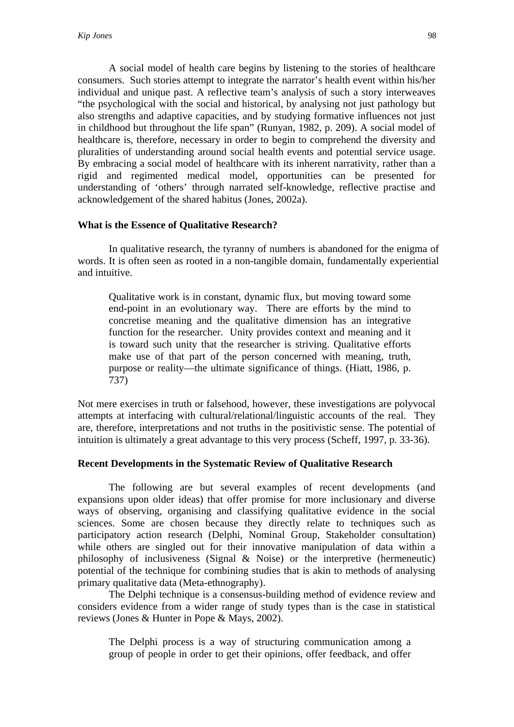A social model of health care begins by listening to the stories of healthcare consumers. Such stories attempt to integrate the narrator's health event within his/her individual and unique past. A reflective team's analysis of such a story interweaves "the psychological with the social and historical, by analysing not just pathology but also strengths and adaptive capacities, and by studying formative influences not just in childhood but throughout the life span" (Runyan, 1982, p. 209). A social model of healthcare is, therefore, necessary in order to begin to comprehend the diversity and pluralities of understanding around social health events and potential service usage. By embracing a social model of healthcare with its inherent narrativity, rather than a rigid and regimented medical model, opportunities can be presented for understanding of 'others' through narrated self-knowledge, reflective practise and acknowledgement of the shared habitus (Jones, 2002a).

### What is the Essence of Qualitative Research?

In qualitative research, the tyranny of numbers is abandoned for the enigma of words. It is often seen as rooted in a non-tangible domain, fundamentally experiential and intuitive.

> Qualitative work is in constant, dynamic flux, but moving toward some end-point in an evolutionary way. There are efforts by the mind to concretise meaning and the qualitative dimension has an integrative function for the researcher. Unity provides context and meaning and it is toward such unity that the researcher is striving. Qualitative efforts make use of that part of the person concerned with meaning, truth, purpose or reality—the ultimate significance of things. (Hiatt, 1986, p. 737)

Not mere exercises in truth or falsehood, however, these investigations are polyvocal attempts at interfacing with cultural/relational/linguistic accounts of the real. They are, therefore, interpretations and not truths in the positivistic sense. The potential of intuition is ultimately a great advantage to this very process (Scheff, 1997, p. 33-36).

### Recent Developments in the Systematic Review of Qualitative Research

The following are but several examples of recent developments (and expansions upon older ideas) that offer promise for more inclusionary and diverse ways of observing, organising and classifying qualitative evidence in the social sciences. Some are chosen because they directly relate to techniques such as participatory action research (Delphi, Nominal Group, Stakeholder consultation) while others are singled out for their innovative manipulation of data within a philosophy of inclusiveness (Signal & Noise) or the interpretive (hermeneutic) potential of the technique for combining studies that is akin to methods of analysing primary qualitative data (Meta-ethnography).

The Delphi technique is a consensus-building method of evidence review and considers evidence from a wider range of study types than is the case in statistical reviews (Jones & Hunter in Pope & Mays, 2002).

> The Delphi process is a way of structuring communication among a group of people in order to get their opinions, offer feedback, and offer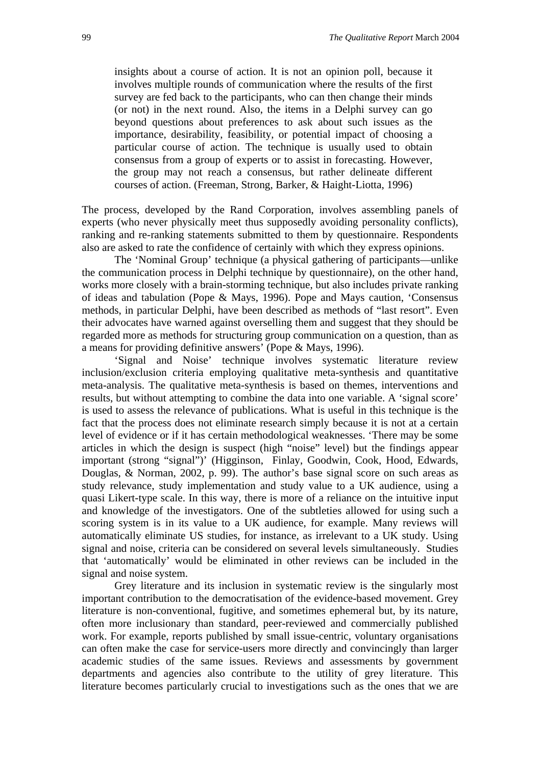> insights about a course of action. It is not an opinion poll, because it involves multiple rounds of communication where the results of the first survey are fed back to the participants, who can then change their minds (or not) in the next round. Also, the items in a Delphi survey can go beyond questions about preferences to ask about such issues as the importance, desirability, feasibility, or potential impact of choosing a particular course of action. The technique is usually used to obtain consensus from a group of experts or to assist in forecasting. However, the group may not reach a consensus, but rather delineate different courses of action. (Freeman, Strong, Barker, & Haight-Liotta, 1996)

The process, developed by the Rand Corporation, involves assembling panels of experts (who never physically meet thus supposedly avoiding personality conflicts), ranking and re-ranking statements submitted to them by questionnaire. Respondents also are asked to rate the confidence of certainly with which they express opinions.

The 'Nominal Group' technique (a physical gathering of participants—unlike the communication process in Delphi technique by questionnaire), on the other hand, works more closely with a brain-storming technique, but also includes private ranking of ideas and tabulation (Pope & Mays, 1996). Pope and Mays caution, 'Consensus methods, in particular Delphi, have been described as methods of "last resort". Even their advocates have warned against overselling them and suggest that they should be regarded more as methods for structuring group communication on a question, than as a means for providing definitive answers' (Pope & Mays, 1996).

'Signal and Noise' technique involves systematic literature review inclusion/exclusion criteria employing qualitative meta-synthesis and quantitative meta-analysis. The qualitative meta-synthesis is based on themes, interventions and results, but without attempting to combine the data into one variable. A 'signal score' is used to assess the relevance of publications. What is useful in this technique is the fact that the process does not eliminate research simply because it is not at a certain level of evidence or if it has certain methodological weaknesses. 'There may be some articles in which the design is suspect (high "noise" level) but the findings appear important (strong "signal")' (Higginson, Finlay, Goodwin, Cook, Hood, Edwards, Douglas, & Norman, 2002, p. 99). The author's base signal score on such areas as study relevance, study implementation and study value to a UK audience, using a quasi Likert-type scale. In this way, there is more of a reliance on the intuitive input and knowledge of the investigators. One of the subtleties allowed for using such a scoring system is in its value to a UK audience, for example. Many reviews will automatically eliminate US studies, for instance, as irrelevant to a UK study. Using signal and noise, criteria can be considered on several levels simultaneously. Studies that 'automatically' would be eliminated in other reviews can be included in the signal and noise system.

Grey literature and its inclusion in systematic review is the singularly most important contribution to the democratisation of the evidence-based movement. Grey literature is non-conventional, fugitive, and sometimes ephemeral but, by its nature, often more inclusionary than standard, peer-reviewed and commercially published work. For example, reports published by small issue-centric, voluntary organisations can often make the case for service-users more directly and convincingly than larger academic studies of the same issues. Reviews and assessments by government departments and agencies also contribute to the utility of grey literature. This literature becomes particularly crucial to investigations such as the ones that we are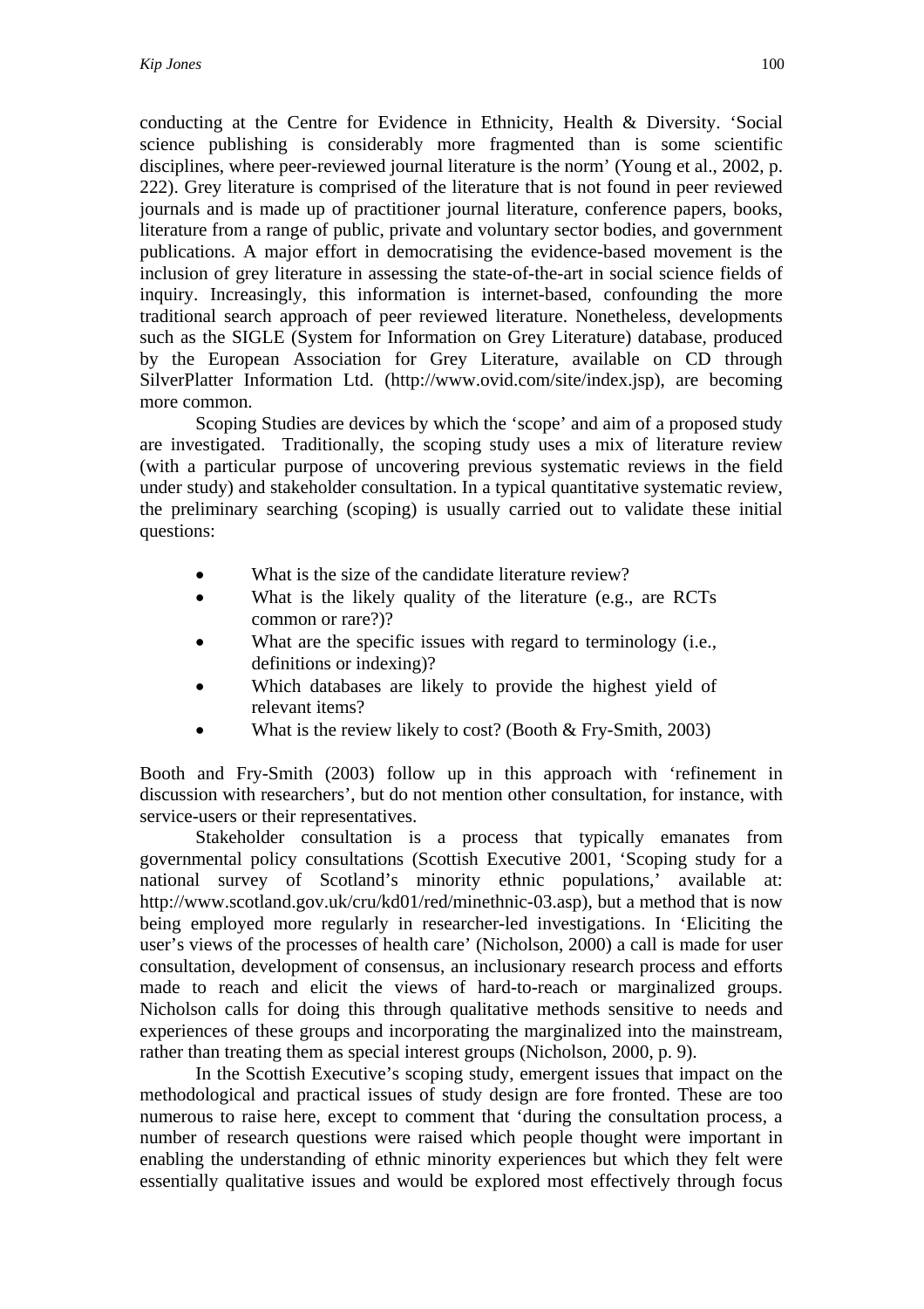conducting at the Centre for Evidence in Ethnicity, Health & Diversity. 'Social science publishing is considerably more fragmented than is some scientific disciplines, where peer-reviewed journal literature is the norm' (Young et al., 2002, p. 222). Grey literature is comprised of the literature that is not found in peer reviewed journals and is made up of practitioner journal literature, conference papers, books, literature from a range of public, private and voluntary sector bodies, and government publications. A major effort in democratising the evidence-based movement is the inclusion of grey literature in assessing the state-of-the-art in social science fields of inquiry. Increasingly, this information is internet-based, confounding the more traditional search approach of peer reviewed literature. Nonetheless, developments such as the SIGLE (System for Information on Grey Literature) database, produced by the European Association for Grey Literature, available on CD through SilverPlatter Information Ltd. (http://www.ovid.com/site/index.jsp), are becoming more common.

Scoping Studies are devices by which the 'scope' and aim of a proposed study are investigated. Traditionally, the scoping study uses a mix of literature review (with a particular purpose of uncovering previous systematic reviews in the field under study) and stakeholder consultation. In a typical quantitative systematic review, the preliminary searching (scoping) is usually carried out to validate these initial questions:

- What is the size of the candidate literature review?
- What is the likely quality of the literature (e.g., are RCTs common or rare?)?
- What are the specific issues with regard to terminology (i.e., definitions or indexing)?
- Which databases are likely to provide the highest yield of relevant items?
- What is the review likely to cost? (Booth & Fry-Smith, 2003)

Booth and Fry-Smith (2003) follow up in this approach with 'refinement in discussion with researchers', but do not mention other consultation, for instance, with service-users or their representatives.

Stakeholder consultation is a process that typically emanates from governmental policy consultations (Scottish Executive 2001, 'Scoping study for a national survey of Scotland's minority ethnic populations,' available at: http://www.scotland.gov.uk/cru/kd01/red/minethnic-03.asp), but a method that is now being employed more regularly in researcher-led investigations. In 'Eliciting the user's views of the processes of health care' (Nicholson, 2000) a call is made for user consultation, development of consensus, an inclusionary research process and efforts made to reach and elicit the views of hard-to-reach or marginalized groups. Nicholson calls for doing this through qualitative methods sensitive to needs and experiences of these groups and incorporating the marginalized into the mainstream, rather than treating them as special interest groups (Nicholson, 2000, p. 9).

In the Scottish Executive's scoping study, emergent issues that impact on the methodological and practical issues of study design are fore fronted. These are too numerous to raise here, except to comment that 'during the consultation process, a number of research questions were raised which people thought were important in enabling the understanding of ethnic minority experiences but which they felt were essentially qualitative issues and would be explored most effectively through focus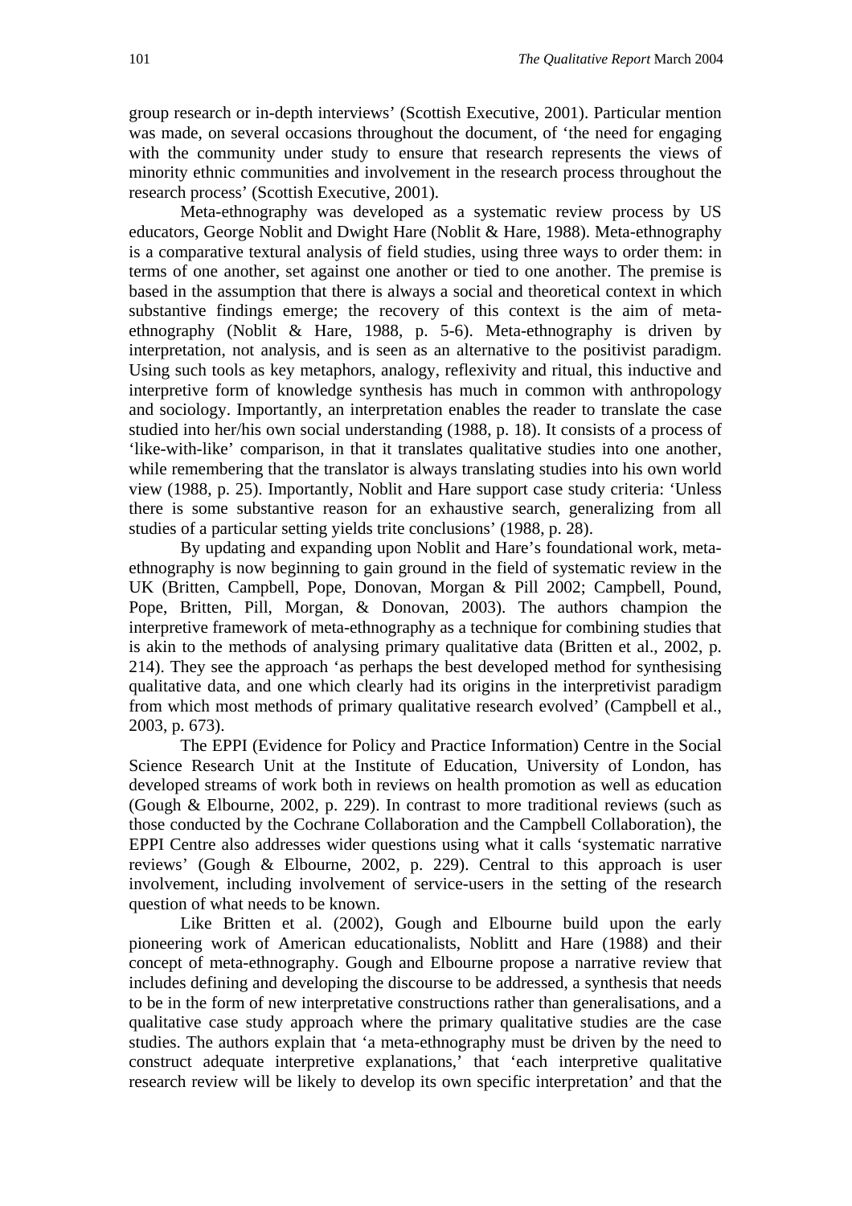group research or in-depth interviews' (Scottish Executive, 2001). Particular mention was made, on several occasions throughout the document, of 'the need for engaging with the community under study to ensure that research represents the views of minority ethnic communities and involvement in the research process throughout the research process' (Scottish Executive, 2001).

Meta-ethnography was developed as a systematic review process by US educators, George Noblit and Dwight Hare (Noblit & Hare, 1988). Meta-ethnography is a comparative textural analysis of field studies, using three ways to order them: in terms of one another, set against one another or tied to one another. The premise is based in the assumption that there is always a social and theoretical context in which substantive findings emerge; the recovery of this context is the aim of meta-ethnography (Noblit & Hare, 1988, p. 5-6). Meta-ethnography is driven by interpretation, not analysis, and is seen as an alternative to the positivist paradigm. Using such tools as key metaphors, analogy, reflexivity and ritual, this inductive and interpretive form of knowledge synthesis has much in common with anthropology and sociology. Importantly, an interpretation enables the reader to translate the case studied into her/his own social understanding (1988, p. 18). It consists of a process of 'like-with-like' comparison, in that it translates qualitative studies into one another, while remembering that the translator is always translating studies into his own world view (1988, p. 25). Importantly, Noblit and Hare support case study criteria: 'Unless there is some substantive reason for an exhaustive search, generalizing from all studies of a particular setting yields trite conclusions' (1988, p. 28).

By updating and expanding upon Noblit and Hare's foundational work, meta-ethnography is now beginning to gain ground in the field of systematic review in the UK (Britten, Campbell, Pope, Donovan, Morgan & Pill 2002; Campbell, Pound, Pope, Britten, Pill, Morgan, & Donovan, 2003). The authors champion the interpretive framework of meta-ethnography as a technique for combining studies that is akin to the methods of analysing primary qualitative data (Britten et al., 2002, p. 214). They see the approach 'as perhaps the best developed method for synthesising qualitative data, and one which clearly had its origins in the interpretivist paradigm from which most methods of primary qualitative research evolved' (Campbell et al., 2003, p. 673).

The EPPI (Evidence for Policy and Practice Information) Centre in the Social Science Research Unit at the Institute of Education, University of London, has developed streams of work both in reviews on health promotion as well as education (Gough & Elbourne, 2002, p. 229). In contrast to more traditional reviews (such as those conducted by the Cochrane Collaboration and the Campbell Collaboration), the EPPI Centre also addresses wider questions using what it calls 'systematic narrative reviews' (Gough & Elbourne, 2002, p. 229). Central to this approach is user involvement, including involvement of service-users in the setting of the research question of what needs to be known.

Like Britten et al. (2002), Gough and Elbourne build upon the early pioneering work of American educationalists, Noblitt and Hare (1988) and their concept of meta-ethnography. Gough and Elbourne propose a narrative review that includes defining and developing the discourse to be addressed, a synthesis that needs to be in the form of new interpretative constructions rather than generalisations, and a qualitative case study approach where the primary qualitative studies are the case studies. The authors explain that 'a meta-ethnography must be driven by the need to construct adequate interpretive explanations,' that 'each interpretive qualitative research review will be likely to develop its own specific interpretation' and that the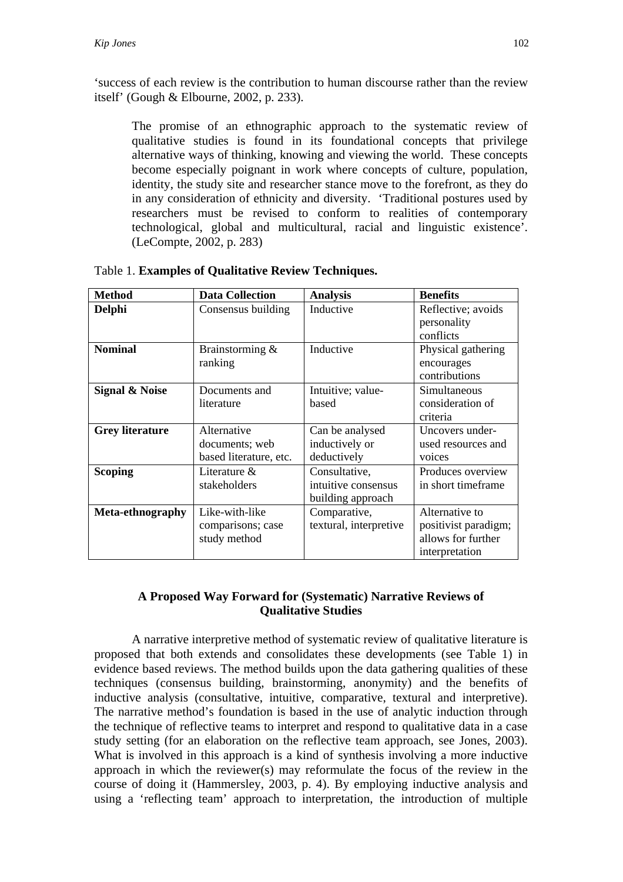'success of each review is the contribution to human discourse rather than the review itself' (Gough & Elbourne, 2002, p. 233).

> The promise of an ethnographic approach to the systematic review of qualitative studies is found in its foundational concepts that privilege alternative ways of thinking, knowing and viewing the world. These concepts become especially poignant in work where concepts of culture, population, identity, the study site and researcher stance move to the forefront, as they do in any consideration of ethnicity and diversity. 'Traditional postures used by researchers must be revised to conform to realities of contemporary technological, global and multicultural, racial and linguistic existence'. (LeCompte, 2002, p. 283)

Table 1. **Examples of Qualitative Review Techniques.**

| Method | Data Collection | Analysis | Benefits |
|---|---|---|---|
| **Delphi** | Consensus building | Inductive | Reflective; avoids personality conflicts |
| **Nominal** | Brainstorming & ranking | Inductive | Physical gathering encourages contributions |
| **Signal & Noise** | Documents and literature | Intuitive; value-based | Simultaneous consideration of criteria |
| **Grey literature** | Alternative documents; web based literature, etc. | Can be analysed inductively or deductively | Uncovers under-used resources and voices |
| **Scoping** | Literature & stakeholders | Consultative, intuitive consensus building approach | Produces overview in short timeframe |
| **Meta-ethnography** | Like-with-like comparisons; case study method | Comparative, textural, interpretive | Alternative to positivist paradigm; allows for further interpretation |

## A Proposed Way Forward for (Systematic) Narrative Reviews of Qualitative Studies

A narrative interpretive method of systematic review of qualitative literature is proposed that both extends and consolidates these developments (see Table 1) in evidence based reviews. The method builds upon the data gathering qualities of these techniques (consensus building, brainstorming, anonymity) and the benefits of inductive analysis (consultative, intuitive, comparative, textural and interpretive). The narrative method's foundation is based in the use of analytic induction through the technique of reflective teams to interpret and respond to qualitative data in a case study setting (for an elaboration on the reflective team approach, see Jones, 2003). What is involved in this approach is a kind of synthesis involving a more inductive approach in which the reviewer(s) may reformulate the focus of the review in the course of doing it (Hammersley, 2003, p. 4). By employing inductive analysis and using a 'reflecting team' approach to interpretation, the introduction of multiple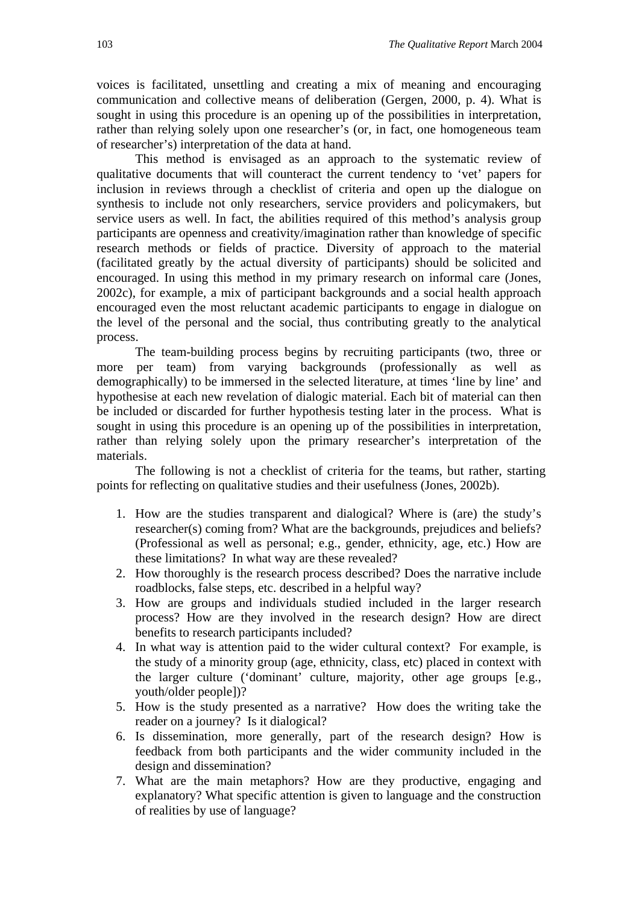voices is facilitated, unsettling and creating a mix of meaning and encouraging communication and collective means of deliberation (Gergen, 2000, p. 4). What is sought in using this procedure is an opening up of the possibilities in interpretation, rather than relying solely upon one researcher's (or, in fact, one homogeneous team of researcher's) interpretation of the data at hand.

This method is envisaged as an approach to the systematic review of qualitative documents that will counteract the current tendency to 'vet' papers for inclusion in reviews through a checklist of criteria and open up the dialogue on synthesis to include not only researchers, service providers and policymakers, but service users as well. In fact, the abilities required of this method's analysis group participants are openness and creativity/imagination rather than knowledge of specific research methods or fields of practice. Diversity of approach to the material (facilitated greatly by the actual diversity of participants) should be solicited and encouraged. In using this method in my primary research on informal care (Jones, 2002c), for example, a mix of participant backgrounds and a social health approach encouraged even the most reluctant academic participants to engage in dialogue on the level of the personal and the social, thus contributing greatly to the analytical process.

The team-building process begins by recruiting participants (two, three or more per team) from varying backgrounds (professionally as well as demographically) to be immersed in the selected literature, at times 'line by line' and hypothesise at each new revelation of dialogic material. Each bit of material can then be included or discarded for further hypothesis testing later in the process. What is sought in using this procedure is an opening up of the possibilities in interpretation, rather than relying solely upon the primary researcher's interpretation of the materials.

The following is not a checklist of criteria for the teams, but rather, starting points for reflecting on qualitative studies and their usefulness (Jones, 2002b).

1. How are the studies transparent and dialogical? Where is (are) the study's researcher(s) coming from? What are the backgrounds, prejudices and beliefs? (Professional as well as personal; e.g., gender, ethnicity, age, etc.) How are these limitations? In what way are these revealed?
2. How thoroughly is the research process described? Does the narrative include roadblocks, false steps, etc. described in a helpful way?
3. How are groups and individuals studied included in the larger research process? How are they involved in the research design? How are direct benefits to research participants included?
4. In what way is attention paid to the wider cultural context? For example, is the study of a minority group (age, ethnicity, class, etc) placed in context with the larger culture ('dominant' culture, majority, other age groups [e.g., youth/older people])?
5. How is the study presented as a narrative? How does the writing take the reader on a journey? Is it dialogical?
6. Is dissemination, more generally, part of the research design? How is feedback from both participants and the wider community included in the design and dissemination?
7. What are the main metaphors? How are they productive, engaging and explanatory? What specific attention is given to language and the construction of realities by use of language?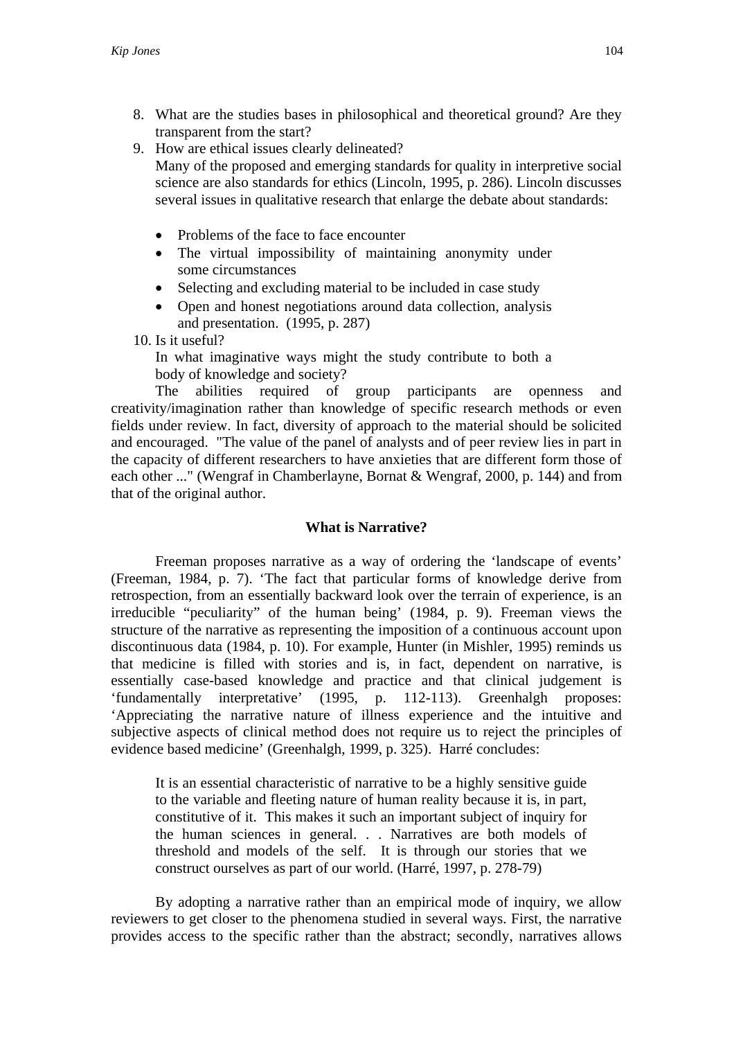8. What are the studies bases in philosophical and theoretical ground? Are they transparent from the start?
9. How are ethical issues clearly delineated?
   Many of the proposed and emerging standards for quality in interpretive social science are also standards for ethics (Lincoln, 1995, p. 286). Lincoln discusses several issues in qualitative research that enlarge the debate about standards:

   - Problems of the face to face encounter
   - The virtual impossibility of maintaining anonymity under some circumstances
   - Selecting and excluding material to be included in case study
   - Open and honest negotiations around data collection, analysis and presentation. (1995, p. 287)
10. Is it useful?
    In what imaginative ways might the study contribute to both a body of knowledge and society?

The abilities required of group participants are openness and creativity/imagination rather than knowledge of specific research methods or even fields under review. In fact, diversity of approach to the material should be solicited and encouraged. "The value of the panel of analysts and of peer review lies in part in the capacity of different researchers to have anxieties that are different form those of each other ..." (Wengraf in Chamberlayne, Bornat & Wengraf, 2000, p. 144) and from that of the original author.

### What is Narrative?

Freeman proposes narrative as a way of ordering the 'landscape of events' (Freeman, 1984, p. 7). 'The fact that particular forms of knowledge derive from retrospection, from an essentially backward look over the terrain of experience, is an irreducible "peculiarity" of the human being' (1984, p. 9). Freeman views the structure of the narrative as representing the imposition of a continuous account upon discontinuous data (1984, p. 10). For example, Hunter (in Mishler, 1995) reminds us that medicine is filled with stories and is, in fact, dependent on narrative, is essentially case-based knowledge and practice and that clinical judgement is 'fundamentally interpretative' (1995, p. 112-113). Greenhalgh proposes: 'Appreciating the narrative nature of illness experience and the intuitive and subjective aspects of clinical method does not require us to reject the principles of evidence based medicine' (Greenhalgh, 1999, p. 325). Harré concludes:

> It is an essential characteristic of narrative to be a highly sensitive guide to the variable and fleeting nature of human reality because it is, in part, constitutive of it. This makes it such an important subject of inquiry for the human sciences in general. . . Narratives are both models of threshold and models of the self. It is through our stories that we construct ourselves as part of our world. (Harré, 1997, p. 278-79)

By adopting a narrative rather than an empirical mode of inquiry, we allow reviewers to get closer to the phenomena studied in several ways. First, the narrative provides access to the specific rather than the abstract; secondly, narratives allows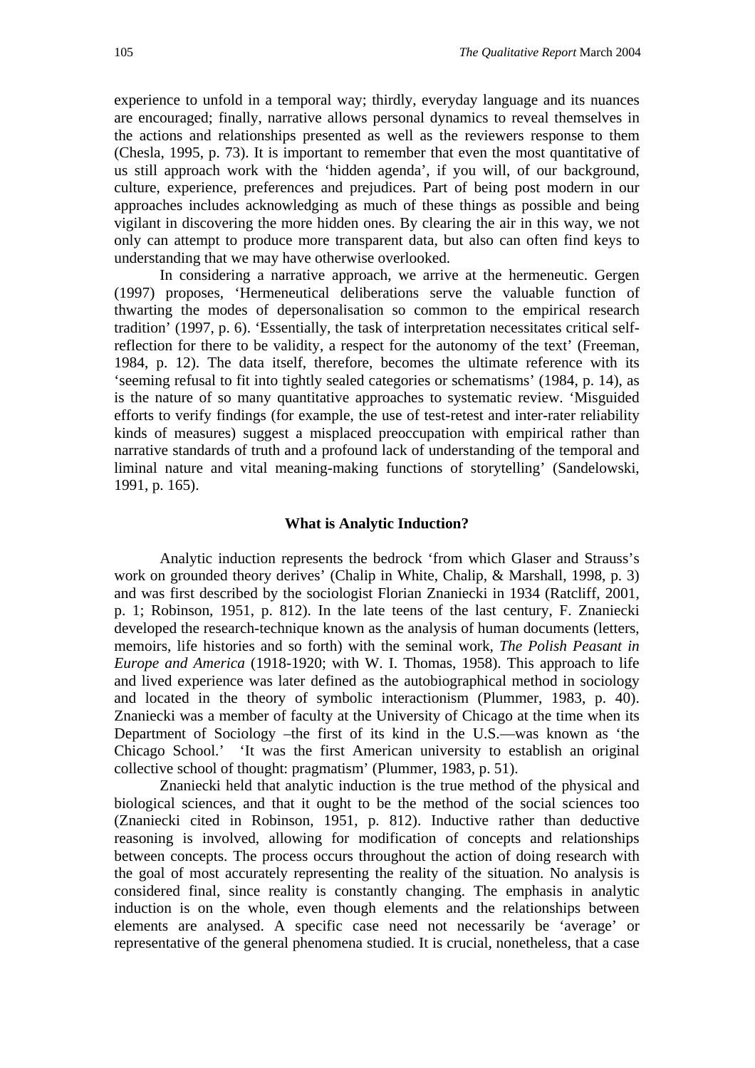experience to unfold in a temporal way; thirdly, everyday language and its nuances are encouraged; finally, narrative allows personal dynamics to reveal themselves in the actions and relationships presented as well as the reviewers response to them (Chesla, 1995, p. 73). It is important to remember that even the most quantitative of us still approach work with the 'hidden agenda', if you will, of our background, culture, experience, preferences and prejudices. Part of being post modern in our approaches includes acknowledging as much of these things as possible and being vigilant in discovering the more hidden ones. By clearing the air in this way, we not only can attempt to produce more transparent data, but also can often find keys to understanding that we may have otherwise overlooked.

In considering a narrative approach, we arrive at the hermeneutic. Gergen (1997) proposes, 'Hermeneutical deliberations serve the valuable function of thwarting the modes of depersonalisation so common to the empirical research tradition' (1997, p. 6). 'Essentially, the task of interpretation necessitates critical self-reflection for there to be validity, a respect for the autonomy of the text' (Freeman, 1984, p. 12). The data itself, therefore, becomes the ultimate reference with its 'seeming refusal to fit into tightly sealed categories or schematisms' (1984, p. 14), as is the nature of so many quantitative approaches to systematic review. 'Misguided efforts to verify findings (for example, the use of test-retest and inter-rater reliability kinds of measures) suggest a misplaced preoccupation with empirical rather than narrative standards of truth and a profound lack of understanding of the temporal and liminal nature and vital meaning-making functions of storytelling' (Sandelowski, 1991, p. 165).

### What is Analytic Induction?

Analytic induction represents the bedrock 'from which Glaser and Strauss's work on grounded theory derives' (Chalip in White, Chalip, & Marshall, 1998, p. 3) and was first described by the sociologist Florian Znaniecki in 1934 (Ratcliff, 2001, p. 1; Robinson, 1951, p. 812). In the late teens of the last century, F. Znaniecki developed the research-technique known as the analysis of human documents (letters, memoirs, life histories and so forth) with the seminal work, *The Polish Peasant in Europe and America* (1918-1920; with W. I. Thomas, 1958). This approach to life and lived experience was later defined as the autobiographical method in sociology and located in the theory of symbolic interactionism (Plummer, 1983, p. 40). Znaniecki was a member of faculty at the University of Chicago at the time when its Department of Sociology –the first of its kind in the U.S.—was known as 'the Chicago School.' 'It was the first American university to establish an original collective school of thought: pragmatism' (Plummer, 1983, p. 51).

Znaniecki held that analytic induction is the true method of the physical and biological sciences, and that it ought to be the method of the social sciences too (Znaniecki cited in Robinson, 1951, p. 812). Inductive rather than deductive reasoning is involved, allowing for modification of concepts and relationships between concepts. The process occurs throughout the action of doing research with the goal of most accurately representing the reality of the situation. No analysis is considered final, since reality is constantly changing. The emphasis in analytic induction is on the whole, even though elements and the relationships between elements are analysed. A specific case need not necessarily be 'average' or representative of the general phenomena studied. It is crucial, nonetheless, that a case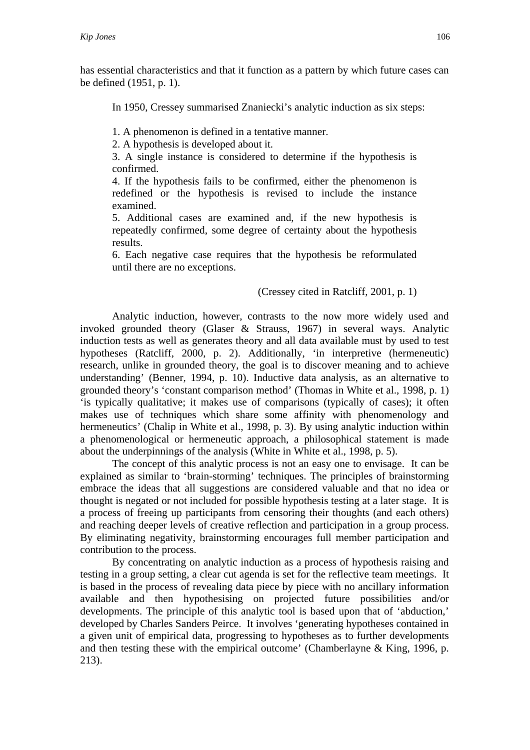has essential characteristics and that it function as a pattern by which future cases can be defined (1951, p. 1).

> In 1950, Cressey summarised Znaniecki's analytic induction as six steps:
>
> 1. A phenomenon is defined in a tentative manner.
> 2. A hypothesis is developed about it.
> 3. A single instance is considered to determine if the hypothesis is confirmed.
> 4. If the hypothesis fails to be confirmed, either the phenomenon is redefined or the hypothesis is revised to include the instance examined.
> 5. Additional cases are examined and, if the new hypothesis is repeatedly confirmed, some degree of certainty about the hypothesis results.
> 6. Each negative case requires that the hypothesis be reformulated until there are no exceptions.
>
> (Cressey cited in Ratcliff, 2001, p. 1)

Analytic induction, however, contrasts to the now more widely used and invoked grounded theory (Glaser & Strauss, 1967) in several ways. Analytic induction tests as well as generates theory and all data available must by used to test hypotheses (Ratcliff, 2000, p. 2). Additionally, 'in interpretive (hermeneutic) research, unlike in grounded theory, the goal is to discover meaning and to achieve understanding' (Benner, 1994, p. 10). Inductive data analysis, as an alternative to grounded theory's 'constant comparison method' (Thomas in White et al., 1998, p. 1) 'is typically qualitative; it makes use of comparisons (typically of cases); it often makes use of techniques which share some affinity with phenomenology and hermeneutics' (Chalip in White et al., 1998, p. 3). By using analytic induction within a phenomenological or hermeneutic approach, a philosophical statement is made about the underpinnings of the analysis (White in White et al., 1998, p. 5).

The concept of this analytic process is not an easy one to envisage. It can be explained as similar to 'brain-storming' techniques. The principles of brainstorming embrace the ideas that all suggestions are considered valuable and that no idea or thought is negated or not included for possible hypothesis testing at a later stage. It is a process of freeing up participants from censoring their thoughts (and each others) and reaching deeper levels of creative reflection and participation in a group process. By eliminating negativity, brainstorming encourages full member participation and contribution to the process.

By concentrating on analytic induction as a process of hypothesis raising and testing in a group setting, a clear cut agenda is set for the reflective team meetings. It is based in the process of revealing data piece by piece with no ancillary information available and then hypothesising on projected future possibilities and/or developments. The principle of this analytic tool is based upon that of 'abduction,' developed by Charles Sanders Peirce. It involves 'generating hypotheses contained in a given unit of empirical data, progressing to hypotheses as to further developments and then testing these with the empirical outcome' (Chamberlayne & King, 1996, p. 213).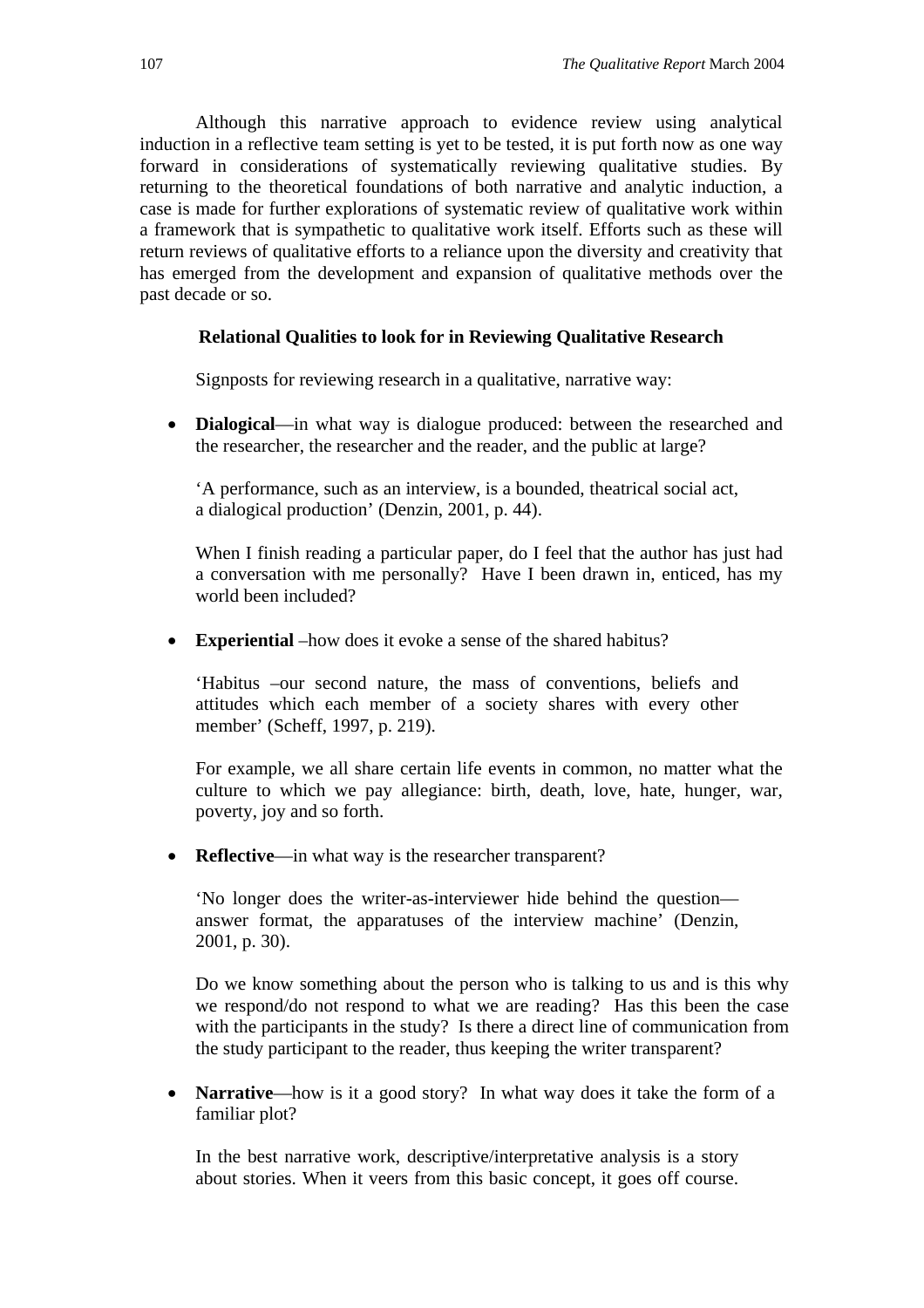Although this narrative approach to evidence review using analytical induction in a reflective team setting is yet to be tested, it is put forth now as one way forward in considerations of systematically reviewing qualitative studies. By returning to the theoretical foundations of both narrative and analytic induction, a case is made for further explorations of systematic review of qualitative work within a framework that is sympathetic to qualitative work itself. Efforts such as these will return reviews of qualitative efforts to a reliance upon the diversity and creativity that has emerged from the development and expansion of qualitative methods over the past decade or so.

### Relational Qualities to look for in Reviewing Qualitative Research

Signposts for reviewing research in a qualitative, narrative way:

- **Dialogical**—in what way is dialogue produced: between the researched and the researcher, the researcher and the reader, and the public at large?

  > 'A performance, such as an interview, is a bounded, theatrical social act, a dialogical production' (Denzin, 2001, p. 44).

  When I finish reading a particular paper, do I feel that the author has just had a conversation with me personally? Have I been drawn in, enticed, has my world been included?

- **Experiential** –how does it evoke a sense of the shared habitus?

  > 'Habitus –our second nature, the mass of conventions, beliefs and attitudes which each member of a society shares with every other member' (Scheff, 1997, p. 219).

  For example, we all share certain life events in common, no matter what the culture to which we pay allegiance: birth, death, love, hate, hunger, war, poverty, joy and so forth.

- **Reflective**—in what way is the researcher transparent?

  > 'No longer does the writer-as-interviewer hide behind the question—answer format, the apparatuses of the interview machine' (Denzin, 2001, p. 30).

  Do we know something about the person who is talking to us and is this why we respond/do not respond to what we are reading? Has this been the case with the participants in the study? Is there a direct line of communication from the study participant to the reader, thus keeping the writer transparent?

- **Narrative**—how is it a good story? In what way does it take the form of a familiar plot?

  In the best narrative work, descriptive/interpretative analysis is a story about stories. When it veers from this basic concept, it goes off course.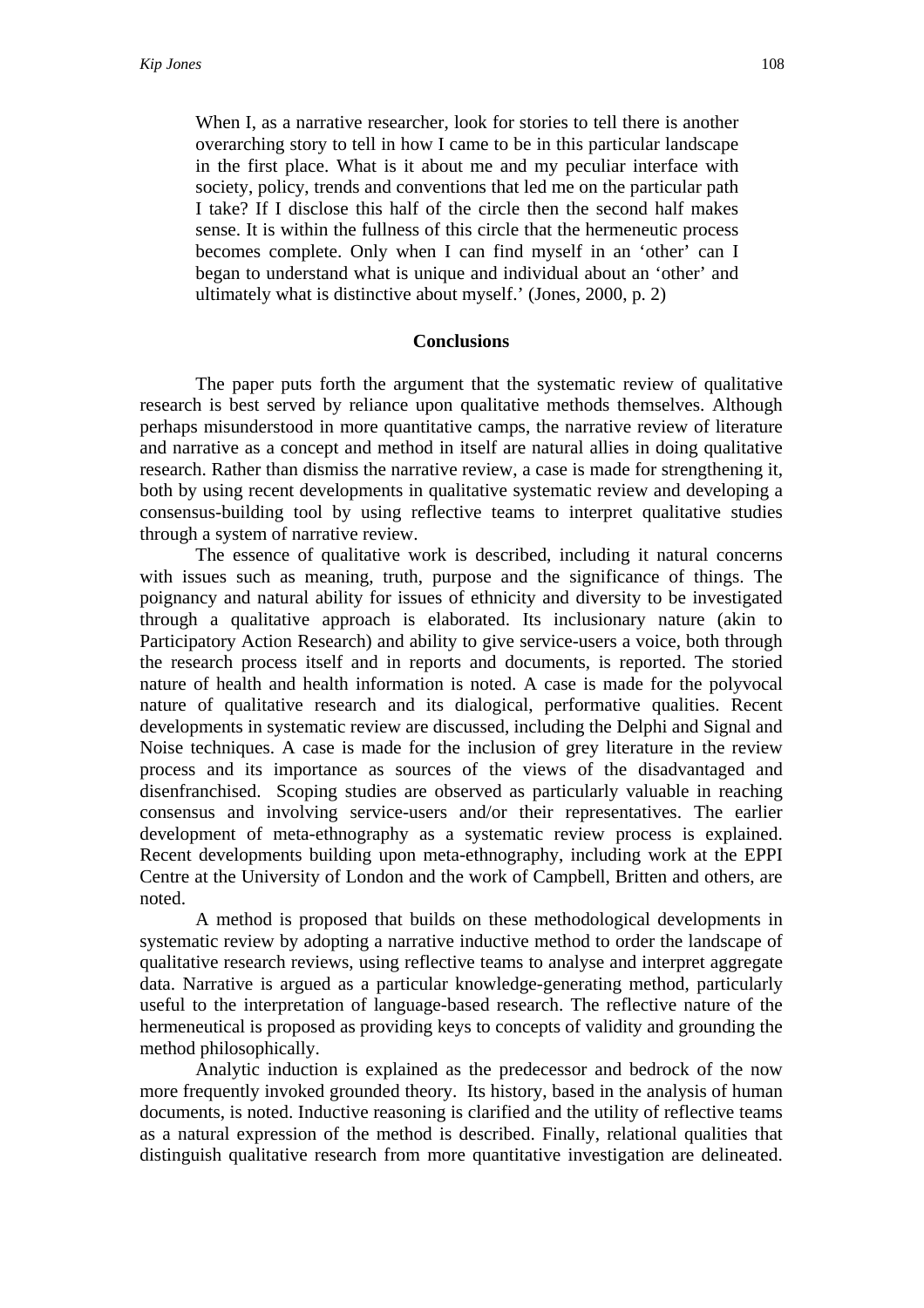> When I, as a narrative researcher, look for stories to tell there is another overarching story to tell in how I came to be in this particular landscape in the first place. What is it about me and my peculiar interface with society, policy, trends and conventions that led me on the particular path I take? If I disclose this half of the circle then the second half makes sense. It is within the fullness of this circle that the hermeneutic process becomes complete. Only when I can find myself in an 'other' can I began to understand what is unique and individual about an 'other' and ultimately what is distinctive about myself.' (Jones, 2000, p. 2)

## Conclusions

The paper puts forth the argument that the systematic review of qualitative research is best served by reliance upon qualitative methods themselves. Although perhaps misunderstood in more quantitative camps, the narrative review of literature and narrative as a concept and method in itself are natural allies in doing qualitative research. Rather than dismiss the narrative review, a case is made for strengthening it, both by using recent developments in qualitative systematic review and developing a consensus-building tool by using reflective teams to interpret qualitative studies through a system of narrative review.

The essence of qualitative work is described, including it natural concerns with issues such as meaning, truth, purpose and the significance of things. The poignancy and natural ability for issues of ethnicity and diversity to be investigated through a qualitative approach is elaborated. Its inclusionary nature (akin to Participatory Action Research) and ability to give service-users a voice, both through the research process itself and in reports and documents, is reported. The storied nature of health and health information is noted. A case is made for the polyvocal nature of qualitative research and its dialogical, performative qualities. Recent developments in systematic review are discussed, including the Delphi and Signal and Noise techniques. A case is made for the inclusion of grey literature in the review process and its importance as sources of the views of the disadvantaged and disenfranchised. Scoping studies are observed as particularly valuable in reaching consensus and involving service-users and/or their representatives. The earlier development of meta-ethnography as a systematic review process is explained. Recent developments building upon meta-ethnography, including work at the EPPI Centre at the University of London and the work of Campbell, Britten and others, are noted.

A method is proposed that builds on these methodological developments in systematic review by adopting a narrative inductive method to order the landscape of qualitative research reviews, using reflective teams to analyse and interpret aggregate data. Narrative is argued as a particular knowledge-generating method, particularly useful to the interpretation of language-based research. The reflective nature of the hermeneutical is proposed as providing keys to concepts of validity and grounding the method philosophically.

Analytic induction is explained as the predecessor and bedrock of the now more frequently invoked grounded theory. Its history, based in the analysis of human documents, is noted. Inductive reasoning is clarified and the utility of reflective teams as a natural expression of the method is described. Finally, relational qualities that distinguish qualitative research from more quantitative investigation are delineated.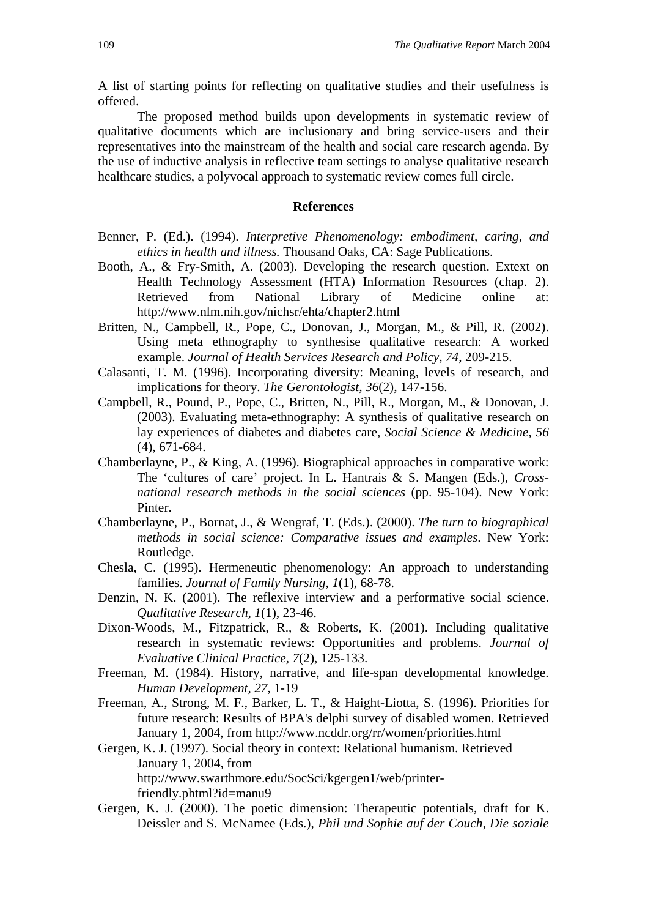A list of starting points for reflecting on qualitative studies and their usefulness is offered.

The proposed method builds upon developments in systematic review of qualitative documents which are inclusionary and bring service-users and their representatives into the mainstream of the health and social care research agenda. By the use of inductive analysis in reflective team settings to analyse qualitative research healthcare studies, a polyvocal approach to systematic review comes full circle.

## References

Benner, P. (Ed.). (1994). *Interpretive Phenomenology: embodiment, caring, and ethics in health and illness.* Thousand Oaks, CA: Sage Publications.

Booth, A., & Fry-Smith, A. (2003). Developing the research question. Extext on Health Technology Assessment (HTA) Information Resources (chap. 2). Retrieved from National Library of Medicine online at: http://www.nlm.nih.gov/nichsr/ehta/chapter2.html

Britten, N., Campbell, R., Pope, C., Donovan, J., Morgan, M., & Pill, R. (2002). Using meta ethnography to synthesise qualitative research: A worked example. *Journal of Health Services Research and Policy, 74*, 209-215.

Calasanti, T. M. (1996). Incorporating diversity: Meaning, levels of research, and implications for theory. *The Gerontologist, 36*(2), 147-156.

Campbell, R., Pound, P., Pope, C., Britten, N., Pill, R., Morgan, M., & Donovan, J. (2003). Evaluating meta-ethnography: A synthesis of qualitative research on lay experiences of diabetes and diabetes care, *Social Science & Medicine, 56* (4), 671-684.

Chamberlayne, P., & King, A. (1996). Biographical approaches in comparative work: The 'cultures of care' project. In L. Hantrais & S. Mangen (Eds.), *Cross-national research methods in the social sciences* (pp. 95-104). New York: Pinter.

Chamberlayne, P., Bornat, J., & Wengraf, T. (Eds.). (2000). *The turn to biographical methods in social science: Comparative issues and examples*. New York: Routledge.

Chesla, C. (1995). Hermeneutic phenomenology: An approach to understanding families. *Journal of Family Nursing, 1*(1), 68-78.

Denzin, N. K. (2001). The reflexive interview and a performative social science. *Qualitative Research, 1*(1), 23-46.

Dixon-Woods, M., Fitzpatrick, R., & Roberts, K. (2001). Including qualitative research in systematic reviews: Opportunities and problems. *Journal of Evaluative Clinical Practice, 7*(2), 125-133.

Freeman, M. (1984). History, narrative, and life-span developmental knowledge. *Human Development, 27*, 1-19

Freeman, A., Strong, M. F., Barker, L. T., & Haight-Liotta, S. (1996). Priorities for future research: Results of BPA's delphi survey of disabled women. Retrieved January 1, 2004, from http://www.ncddr.org/rr/women/priorities.html

Gergen, K. J. (1997). Social theory in context: Relational humanism. Retrieved January 1, 2004, from http://www.swarthmore.edu/SocSci/kgergen1/web/printer-friendly.phtml?id=manu9

Gergen, K. J. (2000). The poetic dimension: Therapeutic potentials, draft for K. Deissler and S. McNamee (Eds.), *Phil und Sophie auf der Couch, Die soziale*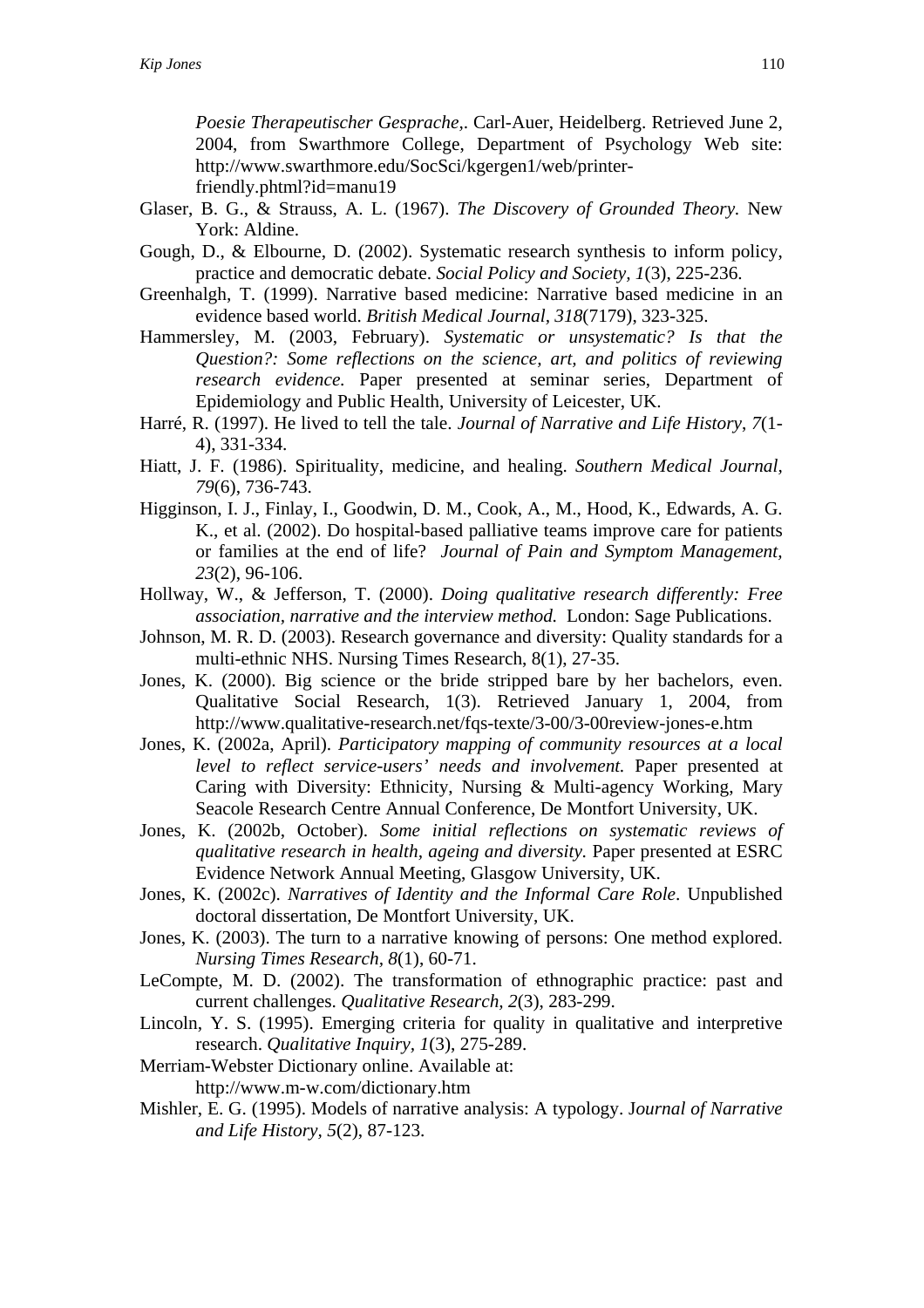*Poesie Therapeutischer Gesprache,*. Carl-Auer, Heidelberg. Retrieved June 2, 2004, from Swarthmore College, Department of Psychology Web site: http://www.swarthmore.edu/SocSci/kgergen1/web/printer-friendly.phtml?id=manu19

Glaser, B. G., & Strauss, A. L. (1967). *The Discovery of Grounded Theory*. New York: Aldine.

Gough, D., & Elbourne, D. (2002). Systematic research synthesis to inform policy, practice and democratic debate. *Social Policy and Society, 1*(3), 225-236.

Greenhalgh, T. (1999). Narrative based medicine: Narrative based medicine in an evidence based world. *British Medical Journal, 318*(7179), 323-325.

Hammersley, M. (2003, February). *Systematic or unsystematic? Is that the Question?: Some reflections on the science, art, and politics of reviewing research evidence.* Paper presented at seminar series, Department of Epidemiology and Public Health, University of Leicester, UK.

Harré, R. (1997). He lived to tell the tale. *Journal of Narrative and Life History, 7*(1-4), 331-334.

Hiatt, J. F. (1986). Spirituality, medicine, and healing. *Southern Medical Journal, 79*(6), 736-743.

Higginson, I. J., Finlay, I., Goodwin, D. M., Cook, A., M., Hood, K., Edwards, A. G. K., et al. (2002). Do hospital-based palliative teams improve care for patients or families at the end of life? *Journal of Pain and Symptom Management, 23*(2), 96-106.

Hollway, W., & Jefferson, T. (2000). *Doing qualitative research differently: Free association, narrative and the interview method.* London: Sage Publications.

Johnson, M. R. D. (2003). Research governance and diversity: Quality standards for a multi-ethnic NHS. Nursing Times Research, 8(1), 27-35.

Jones, K. (2000). Big science or the bride stripped bare by her bachelors, even. Qualitative Social Research, 1(3). Retrieved January 1, 2004, from http://www.qualitative-research.net/fqs-texte/3-00/3-00review-jones-e.htm

Jones, K. (2002a, April). *Participatory mapping of community resources at a local level to reflect service-users' needs and involvement.* Paper presented at Caring with Diversity: Ethnicity, Nursing & Multi-agency Working, Mary Seacole Research Centre Annual Conference, De Montfort University, UK.

Jones, K. (2002b, October). *Some initial reflections on systematic reviews of qualitative research in health, ageing and diversity.* Paper presented at ESRC Evidence Network Annual Meeting, Glasgow University, UK.

Jones, K. (2002c). *Narratives of Identity and the Informal Care Role*. Unpublished doctoral dissertation, De Montfort University, UK.

Jones, K. (2003). The turn to a narrative knowing of persons: One method explored. *Nursing Times Research, 8*(1), 60-71.

LeCompte, M. D. (2002). The transformation of ethnographic practice: past and current challenges. *Qualitative Research, 2*(3), 283-299.

Lincoln, Y. S. (1995). Emerging criteria for quality in qualitative and interpretive research. *Qualitative Inquiry, 1*(3), 275-289.

Merriam-Webster Dictionary online. Available at: http://www.m-w.com/dictionary.htm

Mishler, E. G. (1995). Models of narrative analysis: A typology. *Journal of Narrative and Life History, 5*(2), 87-123.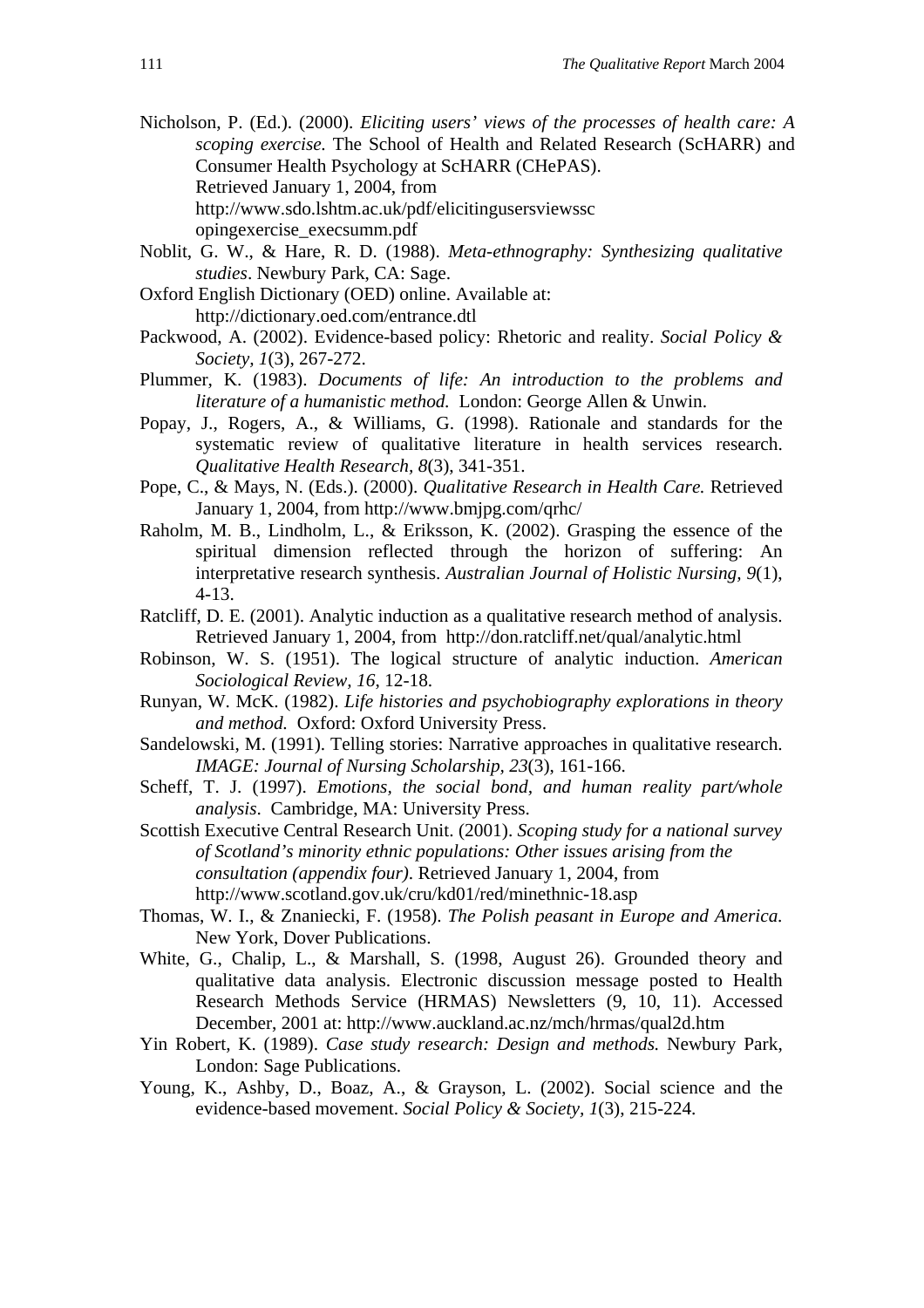Nicholson, P. (Ed.). (2000). *Eliciting users' views of the processes of health care: A scoping exercise.* The School of Health and Related Research (ScHARR) and Consumer Health Psychology at ScHARR (CHePAS). Retrieved January 1, 2004, from http://www.sdo.lshtm.ac.uk/pdf/elicitingusersviewsscopingexercise_execsumm.pdf

Noblit, G. W., & Hare, R. D. (1988). *Meta-ethnography: Synthesizing qualitative studies*. Newbury Park, CA: Sage.

Oxford English Dictionary (OED) online. Available at: http://dictionary.oed.com/entrance.dtl

Packwood, A. (2002). Evidence-based policy: Rhetoric and reality. *Social Policy & Society, 1*(3), 267-272.

Plummer, K. (1983). *Documents of life: An introduction to the problems and literature of a humanistic method.* London: George Allen & Unwin.

Popay, J., Rogers, A., & Williams, G. (1998). Rationale and standards for the systematic review of qualitative literature in health services research. *Qualitative Health Research, 8*(3), 341-351.

Pope, C., & Mays, N. (Eds.). (2000). *Qualitative Research in Health Care.* Retrieved January 1, 2004, from http://www.bmjpg.com/qrhc/

Raholm, M. B., Lindholm, L., & Eriksson, K. (2002). Grasping the essence of the spiritual dimension reflected through the horizon of suffering: An interpretative research synthesis. *Australian Journal of Holistic Nursing, 9*(1), 4-13.

Ratcliff, D. E. (2001). Analytic induction as a qualitative research method of analysis. Retrieved January 1, 2004, from http://don.ratcliff.net/qual/analytic.html

Robinson, W. S. (1951). The logical structure of analytic induction. *American Sociological Review, 16*, 12-18.

Runyan, W. McK. (1982). *Life histories and psychobiography explorations in theory and method.* Oxford: Oxford University Press.

Sandelowski, M. (1991). Telling stories: Narrative approaches in qualitative research. *IMAGE: Journal of Nursing Scholarship, 23*(3), 161-166.

Scheff, T. J. (1997). *Emotions, the social bond, and human reality part/whole analysis*. Cambridge, MA: University Press.

Scottish Executive Central Research Unit. (2001). *Scoping study for a national survey of Scotland's minority ethnic populations: Other issues arising from the consultation (appendix four)*. Retrieved January 1, 2004, from http://www.scotland.gov.uk/cru/kd01/red/minethnic-18.asp

Thomas, W. I., & Znaniecki, F. (1958). *The Polish peasant in Europe and America.* New York, Dover Publications.

White, G., Chalip, L., & Marshall, S. (1998, August 26). Grounded theory and qualitative data analysis. Electronic discussion message posted to Health Research Methods Service (HRMAS) Newsletters (9, 10, 11). Accessed December, 2001 at: http://www.auckland.ac.nz/mch/hrmas/qual2d.htm

Yin Robert, K. (1989). *Case study research: Design and methods.* Newbury Park, London: Sage Publications.

Young, K., Ashby, D., Boaz, A., & Grayson, L. (2002). Social science and the evidence-based movement. *Social Policy & Society, 1*(3), 215-224.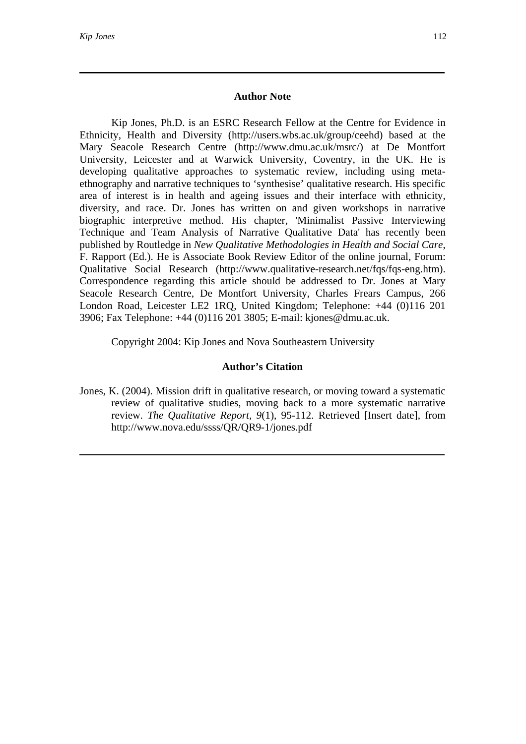## Author Note

Kip Jones, Ph.D. is an ESRC Research Fellow at the Centre for Evidence in Ethnicity, Health and Diversity (http://users.wbs.ac.uk/group/ceehd) based at the Mary Seacole Research Centre (http://www.dmu.ac.uk/msrc/) at De Montfort University, Leicester and at Warwick University, Coventry, in the UK. He is developing qualitative approaches to systematic review, including using meta-ethnography and narrative techniques to 'synthesise' qualitative research. His specific area of interest is in health and ageing issues and their interface with ethnicity, diversity, and race. Dr. Jones has written on and given workshops in narrative biographic interpretive method. His chapter, 'Minimalist Passive Interviewing Technique and Team Analysis of Narrative Qualitative Data' has recently been published by Routledge in *New Qualitative Methodologies in Health and Social Care*, F. Rapport (Ed.). He is Associate Book Review Editor of the online journal, Forum: Qualitative Social Research (http://www.qualitative-research.net/fqs/fqs-eng.htm). Correspondence regarding this article should be addressed to Dr. Jones at Mary Seacole Research Centre, De Montfort University, Charles Frears Campus, 266 London Road, Leicester LE2 1RQ, United Kingdom; Telephone: +44 (0)116 201 3906; Fax Telephone: +44 (0)116 201 3805; E-mail: kjones@dmu.ac.uk.

Copyright 2004: Kip Jones and Nova Southeastern University

## Author's Citation

Jones, K. (2004). Mission drift in qualitative research, or moving toward a systematic review of qualitative studies, moving back to a more systematic narrative review. *The Qualitative Report, 9*(1), 95-112. Retrieved [Insert date], from http://www.nova.edu/ssss/QR/QR9-1/jones.pdf